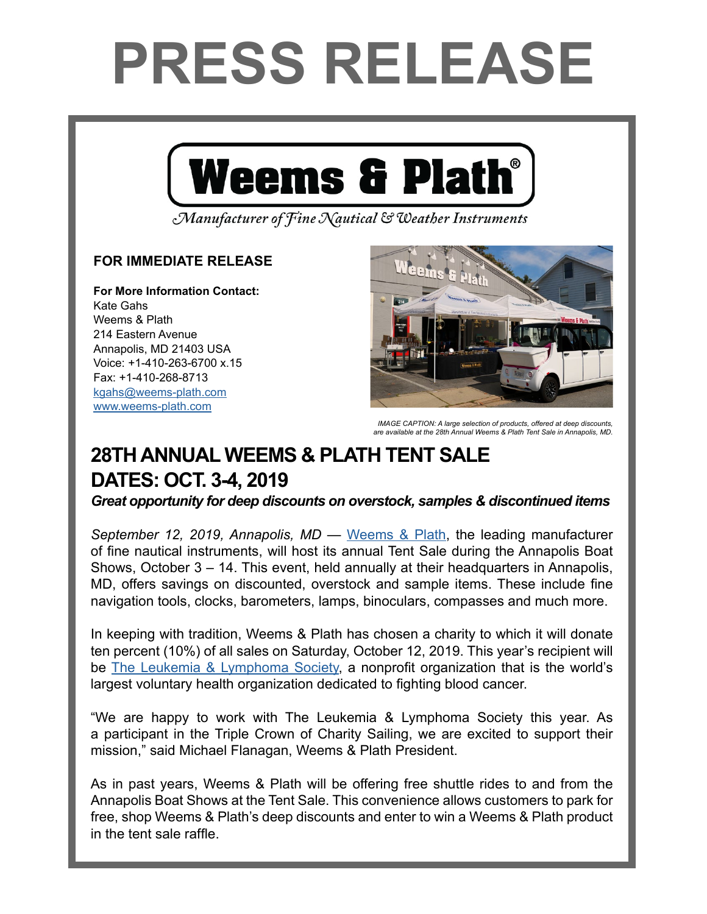# PRESS RELEASE

Weems & Plath®

*Manufacturer of Fine Nautical & Weather Instruments*

**FOR IMMEDIATE RELEASE**

**For More Information Contact:**
Kate Gahs
Weems & Plath
214 Eastern Avenue
Annapolis, MD 21403 USA
Voice: +1-410-263-6700 x.15
Fax: +1-410-268-8713
[kgahs@weems-plath.com](mailto:kgahs@weems-plath.com)
[www.weems-plath.com](http://www.weems-plath.com)

*IMAGE CAPTION: A large selection of products, offered at deep discounts, are available at the 28th Annual Weems & Plath Tent Sale in Annapolis, MD.*

## 28TH ANNUAL WEEMS & PLATH TENT SALE
## DATES: OCT. 3-4, 2019

***Great opportunity for deep discounts on overstock, samples & discontinued items***

*September 12, 2019, Annapolis, MD* — [Weems & Plath](http://www.weems-plath.com), the leading manufacturer of fine nautical instruments, will host its annual Tent Sale during the Annapolis Boat Shows, October 3 – 14. This event, held annually at their headquarters in Annapolis, MD, offers savings on discounted, overstock and sample items. These include fine navigation tools, clocks, barometers, lamps, binoculars, compasses and much more.

In keeping with tradition, Weems & Plath has chosen a charity to which it will donate ten percent (10%) of all sales on Saturday, October 12, 2019. This year's recipient will be [The Leukemia & Lymphoma Society](#), a nonprofit organization that is the world's largest voluntary health organization dedicated to fighting blood cancer.

"We are happy to work with The Leukemia & Lymphoma Society this year. As a participant in the Triple Crown of Charity Sailing, we are excited to support their mission," said Michael Flanagan, Weems & Plath President.

As in past years, Weems & Plath will be offering free shuttle rides to and from the Annapolis Boat Shows at the Tent Sale. This convenience allows customers to park for free, shop Weems & Plath's deep discounts and enter to win a Weems & Plath product in the tent sale raffle.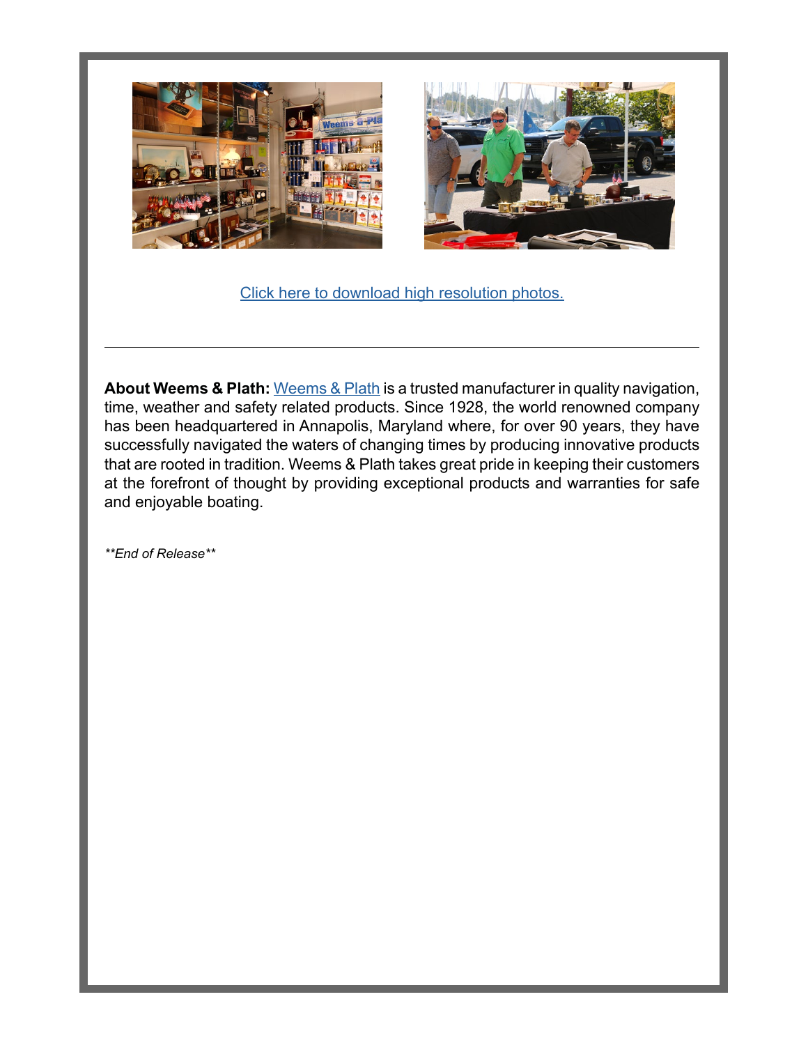[Click here to download high resolution photos.]

---

**About Weems & Plath:** Weems & Plath is a trusted manufacturer in quality navigation, time, weather and safety related products. Since 1928, the world renowned company has been headquartered in Annapolis, Maryland where, for over 90 years, they have successfully navigated the waters of changing times by producing innovative products that are rooted in tradition. Weems & Plath takes great pride in keeping their customers at the forefront of thought by providing exceptional products and warranties for safe and enjoyable boating.

*\*\*End of Release\*\**